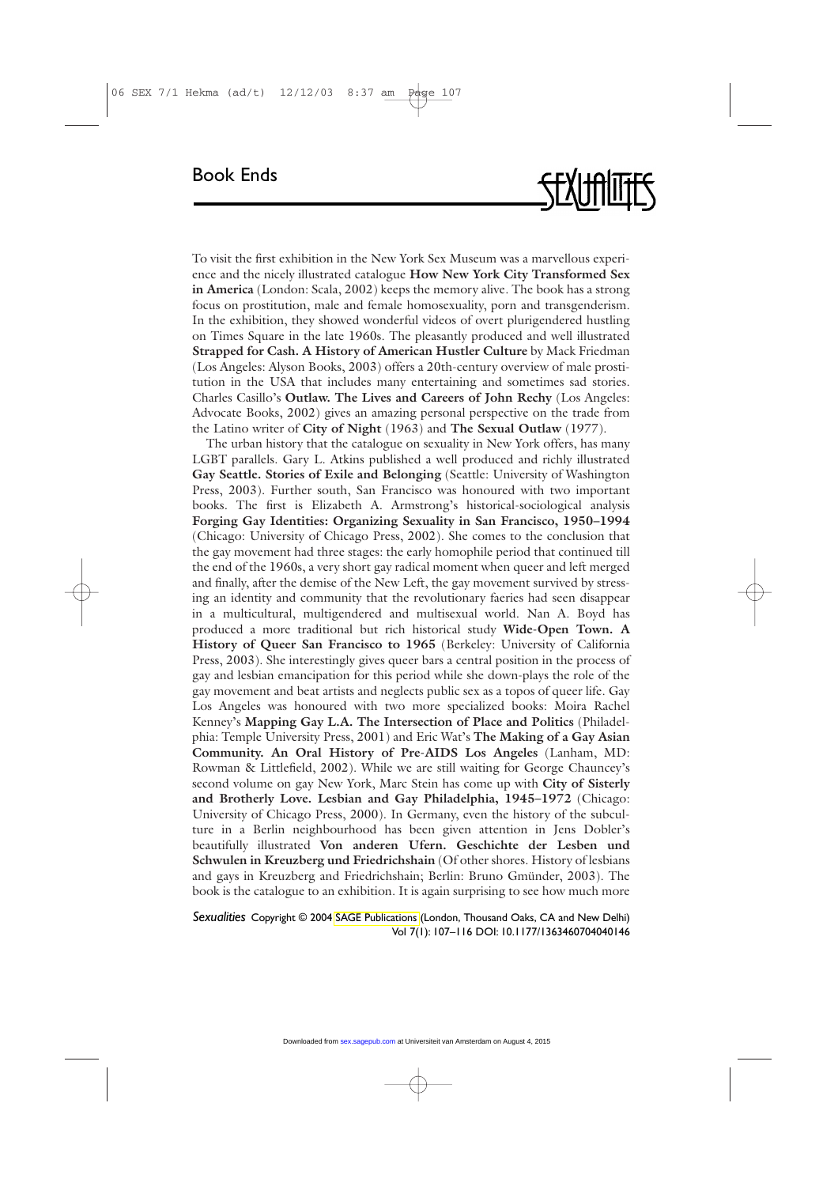# Book Ends

To visit the first exhibition in the New York Sex Museum was a marvellous experience and the nicely illustrated catalogue **How New York City Transformed Sex in America** (London: Scala, 2002) keeps the memory alive. The book has a strong focus on prostitution, male and female homosexuality, porn and transgenderism. In the exhibition, they showed wonderful videos of overt plurigendered hustling on Times Square in the late 1960s. The pleasantly produced and well illustrated **Strapped for Cash. A History of American Hustler Culture** by Mack Friedman (Los Angeles: Alyson Books, 2003) offers a 20th-century overview of male prostitution in the USA that includes many entertaining and sometimes sad stories. Charles Casillo's **Outlaw. The Lives and Careers of John Rechy** (Los Angeles: Advocate Books, 2002) gives an amazing personal perspective on the trade from the Latino writer of **City of Night** (1963) and **The Sexual Outlaw** (1977).

The urban history that the catalogue on sexuality in New York offers, has many LGBT parallels. Gary L. Atkins published a well produced and richly illustrated **Gay Seattle. Stories of Exile and Belonging** (Seattle: University of Washington Press, 2003). Further south, San Francisco was honoured with two important books. The first is Elizabeth A. Armstrong's historical-sociological analysis **Forging Gay Identities: Organizing Sexuality in San Francisco, 1950–1994** (Chicago: University of Chicago Press, 2002). She comes to the conclusion that the gay movement had three stages: the early homophile period that continued till the end of the 1960s, a very short gay radical moment when queer and left merged and finally, after the demise of the New Left, the gay movement survived by stressing an identity and community that the revolutionary faeries had seen disappear in a multicultural, multigendered and multisexual world. Nan A. Boyd has produced a more traditional but rich historical study **Wide-Open Town. A History of Queer San Francisco to 1965** (Berkeley: University of California Press, 2003). She interestingly gives queer bars a central position in the process of gay and lesbian emancipation for this period while she down-plays the role of the gay movement and beat artists and neglects public sex as a topos of queer life. Gay Los Angeles was honoured with two more specialized books: Moira Rachel Kenney's **Mapping Gay L.A. The Intersection of Place and Politics** (Philadelphia: Temple University Press, 2001) and Eric Wat's **The Making of a Gay Asian Community. An Oral History of Pre-AIDS Los Angeles** (Lanham, MD: Rowman & Littlefield, 2002). While we are still waiting for George Chauncey's second volume on gay New York, Marc Stein has come up with **City of Sisterly and Brotherly Love. Lesbian and Gay Philadelphia, 1945–1972** (Chicago: University of Chicago Press, 2000). In Germany, even the history of the subculture in a Berlin neighbourhood has been given attention in Jens Dobler's beautifully illustrated **Von anderen Ufern. Geschichte der Lesben und Schwulen in Kreuzberg und Friedrichshain** (Of other shores. History of lesbians and gays in Kreuzberg and Friedrichshain; Berlin: Bruno Gmünder, 2003). The book is the catalogue to an exhibition. It is again surprising to see how much more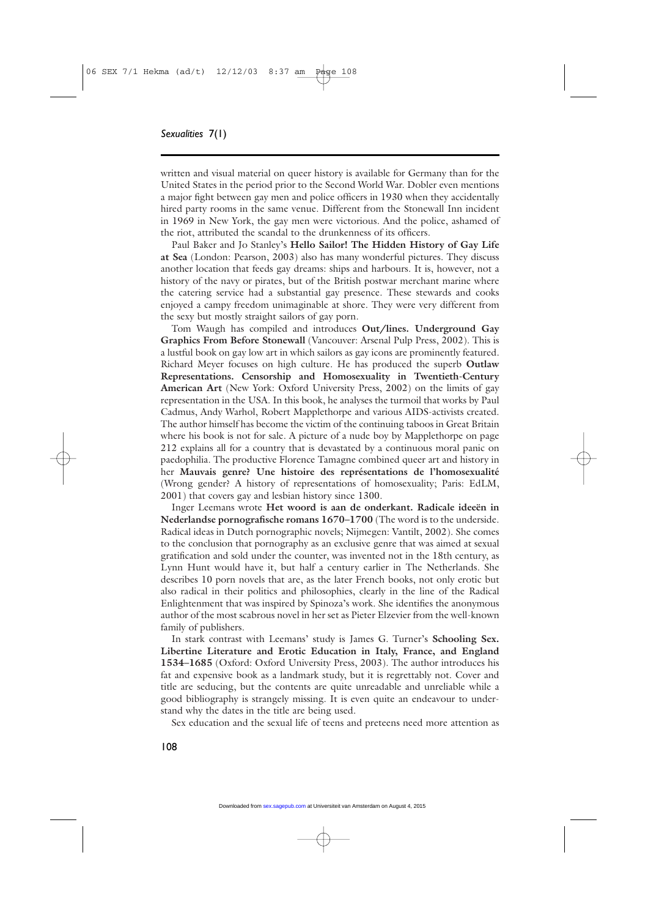written and visual material on queer history is available for Germany than for the United States in the period prior to the Second World War. Dobler even mentions a major fight between gay men and police officers in 1930 when they accidentally hired party rooms in the same venue. Different from the Stonewall Inn incident in 1969 in New York, the gay men were victorious. And the police, ashamed of the riot, attributed the scandal to the drunkenness of its officers.

Paul Baker and Jo Stanley's **Hello Sailor! The Hidden History of Gay Life at Sea** (London: Pearson, 2003) also has many wonderful pictures. They discuss another location that feeds gay dreams: ships and harbours. It is, however, not a history of the navy or pirates, but of the British postwar merchant marine where the catering service had a substantial gay presence. These stewards and cooks enjoyed a campy freedom unimaginable at shore. They were very different from the sexy but mostly straight sailors of gay porn.

Tom Waugh has compiled and introduces **Out/lines. Underground Gay Graphics From Before Stonewall** (Vancouver: Arsenal Pulp Press, 2002). This is a lustful book on gay low art in which sailors as gay icons are prominently featured. Richard Meyer focuses on high culture. He has produced the superb **Outlaw Representations. Censorship and Homosexuality in Twentieth-Century American Art** (New York: Oxford University Press, 2002) on the limits of gay representation in the USA. In this book, he analyses the turmoil that works by Paul Cadmus, Andy Warhol, Robert Mapplethorpe and various AIDS-activists created. The author himself has become the victim of the continuing taboos in Great Britain where his book is not for sale. A picture of a nude boy by Mapplethorpe on page 212 explains all for a country that is devastated by a continuous moral panic on paedophilia. The productive Florence Tamagne combined queer art and history in her **Mauvais genre? Une histoire des représentations de l'homosexualité** (Wrong gender? A history of representations of homosexuality; Paris: EdLM, 2001) that covers gay and lesbian history since 1300.

Inger Leemans wrote **Het woord is aan de onderkant. Radicale ideeën in Nederlandse pornografische romans 1670–1700** (The word is to the underside. Radical ideas in Dutch pornographic novels; Nijmegen: Vantilt, 2002). She comes to the conclusion that pornography as an exclusive genre that was aimed at sexual gratification and sold under the counter, was invented not in the 18th century, as Lynn Hunt would have it, but half a century earlier in The Netherlands. She describes 10 porn novels that are, as the later French books, not only erotic but also radical in their politics and philosophies, clearly in the line of the Radical Enlightenment that was inspired by Spinoza's work. She identifies the anonymous author of the most scabrous novel in her set as Pieter Elzevier from the well-known family of publishers.

In stark contrast with Leemans' study is James G. Turner's **Schooling Sex. Libertine Literature and Erotic Education in Italy, France, and England 1534–1685** (Oxford: Oxford University Press, 2003). The author introduces his fat and expensive book as a landmark study, but it is regrettably not. Cover and title are seducing, but the contents are quite unreadable and unreliable while a good bibliography is strangely missing. It is even quite an endeavour to understand why the dates in the title are being used.

Sex education and the sexual life of teens and preteens need more attention as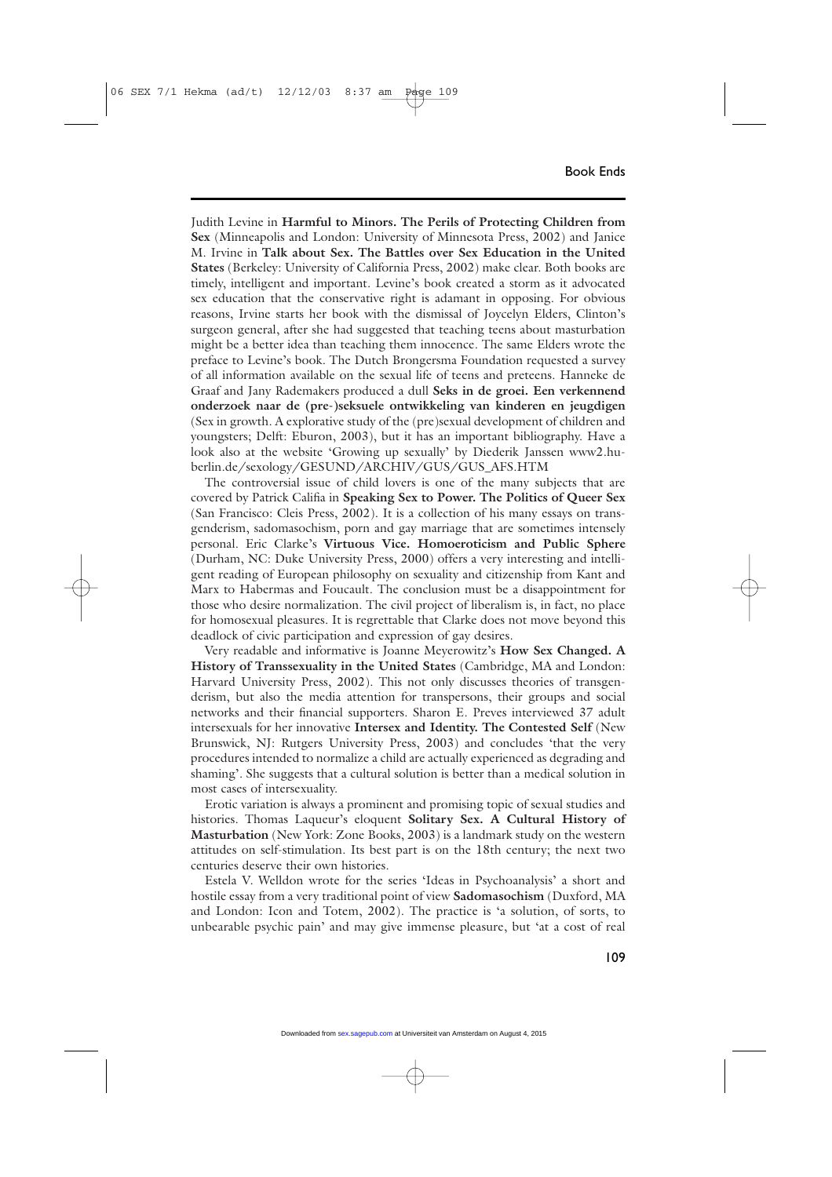Judith Levine in **Harmful to Minors. The Perils of Protecting Children from Sex** (Minneapolis and London: University of Minnesota Press, 2002) and Janice M. Irvine in **Talk about Sex. The Battles over Sex Education in the United States** (Berkeley: University of California Press, 2002) make clear. Both books are timely, intelligent and important. Levine's book created a storm as it advocated sex education that the conservative right is adamant in opposing. For obvious reasons, Irvine starts her book with the dismissal of Joycelyn Elders, Clinton's surgeon general, after she had suggested that teaching teens about masturbation might be a better idea than teaching them innocence. The same Elders wrote the preface to Levine's book. The Dutch Brongersma Foundation requested a survey of all information available on the sexual life of teens and preteens. Hanneke de Graaf and Jany Rademakers produced a dull **Seks in de groei. Een verkennend onderzoek naar de (pre-)seksuele ontwikkeling van kinderen en jeugdigen** (Sex in growth. A explorative study of the (pre)sexual development of children and youngsters; Delft: Eburon, 2003), but it has an important bibliography. Have a look also at the website 'Growing up sexually' by Diederik Janssen www2.hu-berlin.de/sexology/GESUND/ARCHIV/GUS/GUS_AFS.HTM

The controversial issue of child lovers is one of the many subjects that are covered by Patrick Califia in **Speaking Sex to Power. The Politics of Queer Sex** (San Francisco: Cleis Press, 2002). It is a collection of his many essays on transgenderism, sadomasochism, porn and gay marriage that are sometimes intensely personal. Eric Clarke's **Virtuous Vice. Homoeroticism and Public Sphere** (Durham, NC: Duke University Press, 2000) offers a very interesting and intelligent reading of European philosophy on sexuality and citizenship from Kant and Marx to Habermas and Foucault. The conclusion must be a disappointment for those who desire normalization. The civil project of liberalism is, in fact, no place for homosexual pleasures. It is regrettable that Clarke does not move beyond this deadlock of civic participation and expression of gay desires.

Very readable and informative is Joanne Meyerowitz's **How Sex Changed. A History of Transsexuality in the United States** (Cambridge, MA and London: Harvard University Press, 2002). This not only discusses theories of transgenderism, but also the media attention for transpersons, their groups and social networks and their financial supporters. Sharon E. Preves interviewed 37 adult intersexuals for her innovative **Intersex and Identity. The Contested Self** (New Brunswick, NJ: Rutgers University Press, 2003) and concludes 'that the very procedures intended to normalize a child are actually experienced as degrading and shaming'. She suggests that a cultural solution is better than a medical solution in most cases of intersexuality.

Erotic variation is always a prominent and promising topic of sexual studies and histories. Thomas Laqueur's eloquent **Solitary Sex. A Cultural History of Masturbation** (New York: Zone Books, 2003) is a landmark study on the western attitudes on self-stimulation. Its best part is on the 18th century; the next two centuries deserve their own histories.

Estela V. Welldon wrote for the series 'Ideas in Psychoanalysis' a short and hostile essay from a very traditional point of view **Sadomasochism** (Duxford, MA and London: Icon and Totem, 2002). The practice is 'a solution, of sorts, to unbearable psychic pain' and may give immense pleasure, but 'at a cost of real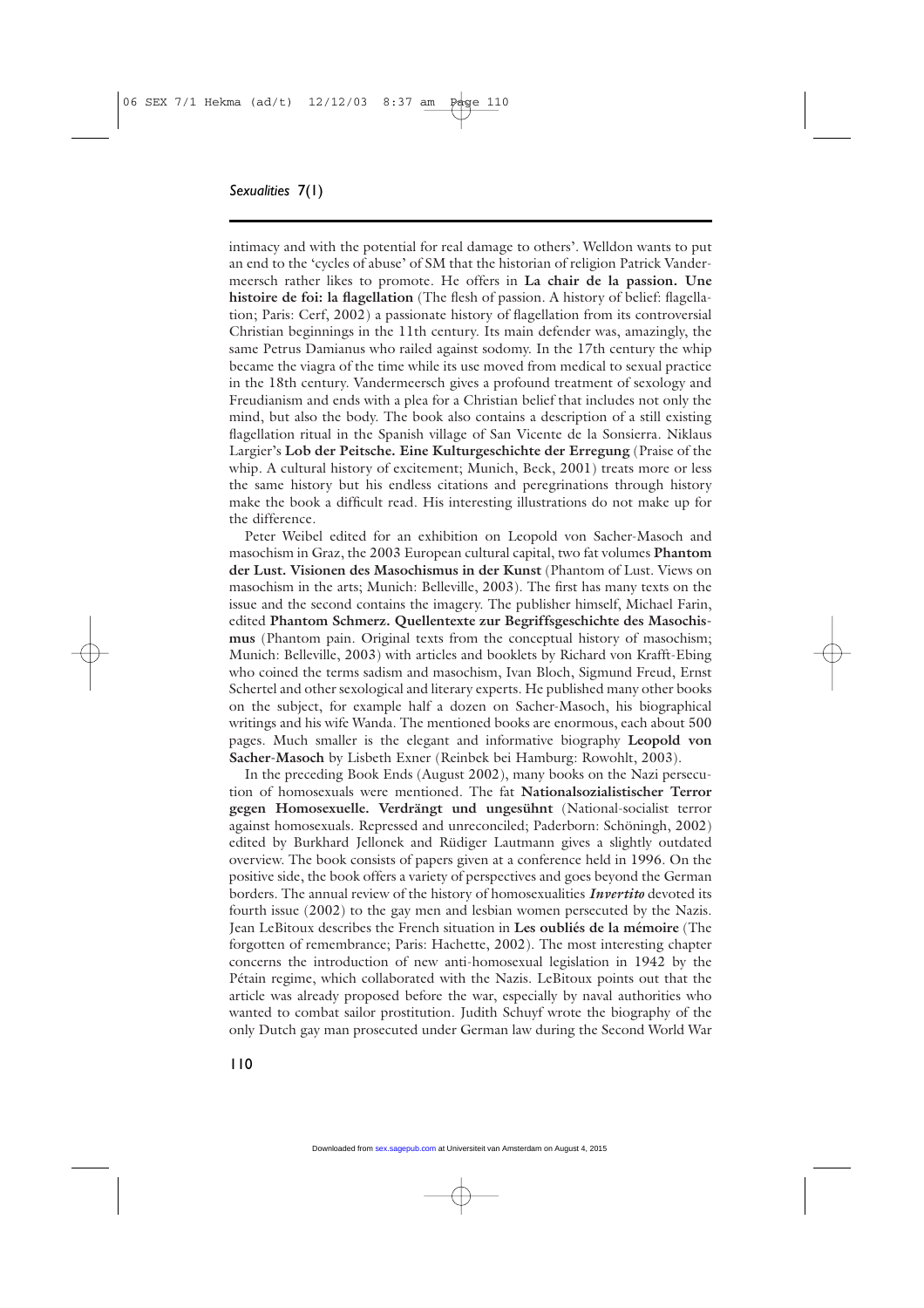intimacy and with the potential for real damage to others'. Welldon wants to put an end to the 'cycles of abuse' of SM that the historian of religion Patrick Vandermeersch rather likes to promote. He offers in **La chair de la passion. Une histoire de foi: la flagellation** (The flesh of passion. A history of belief: flagellation; Paris: Cerf, 2002) a passionate history of flagellation from its controversial Christian beginnings in the 11th century. Its main defender was, amazingly, the same Petrus Damianus who railed against sodomy. In the 17th century the whip became the viagra of the time while its use moved from medical to sexual practice in the 18th century. Vandermeersch gives a profound treatment of sexology and Freudianism and ends with a plea for a Christian belief that includes not only the mind, but also the body. The book also contains a description of a still existing flagellation ritual in the Spanish village of San Vicente de la Sonsierra. Niklaus Largier's **Lob der Peitsche. Eine Kulturgeschichte der Erregung** (Praise of the whip. A cultural history of excitement; Munich, Beck, 2001) treats more or less the same history but his endless citations and peregrinations through history make the book a difficult read. His interesting illustrations do not make up for the difference.

Peter Weibel edited for an exhibition on Leopold von Sacher-Masoch and masochism in Graz, the 2003 European cultural capital, two fat volumes **Phantom der Lust. Visionen des Masochismus in der Kunst** (Phantom of Lust. Views on masochism in the arts; Munich: Belleville, 2003). The first has many texts on the issue and the second contains the imagery. The publisher himself, Michael Farin, edited **Phantom Schmerz. Quellentexte zur Begriffsgeschichte des Masochismus** (Phantom pain. Original texts from the conceptual history of masochism; Munich: Belleville, 2003) with articles and booklets by Richard von Krafft-Ebing who coined the terms sadism and masochism, Ivan Bloch, Sigmund Freud, Ernst Schertel and other sexological and literary experts. He published many other books on the subject, for example half a dozen on Sacher-Masoch, his biographical writings and his wife Wanda. The mentioned books are enormous, each about 500 pages. Much smaller is the elegant and informative biography **Leopold von Sacher-Masoch** by Lisbeth Exner (Reinbek bei Hamburg: Rowohlt, 2003).

In the preceding Book Ends (August 2002), many books on the Nazi persecution of homosexuals were mentioned. The fat **Nationalsozialistischer Terror gegen Homosexuelle. Verdrängt und ungesühnt** (National-socialist terror against homosexuals. Repressed and unreconciled; Paderborn: Schöningh, 2002) edited by Burkhard Jellonek and Rüdiger Lautmann gives a slightly outdated overview. The book consists of papers given at a conference held in 1996. On the positive side, the book offers a variety of perspectives and goes beyond the German borders. The annual review of the history of homosexualities ***Invertito*** devoted its fourth issue (2002) to the gay men and lesbian women persecuted by the Nazis. Jean LeBitoux describes the French situation in **Les oubliés de la mémoire** (The forgotten of remembrance; Paris: Hachette, 2002). The most interesting chapter concerns the introduction of new anti-homosexual legislation in 1942 by the Pétain regime, which collaborated with the Nazis. LeBitoux points out that the article was already proposed before the war, especially by naval authorities who wanted to combat sailor prostitution. Judith Schuyf wrote the biography of the only Dutch gay man prosecuted under German law during the Second World War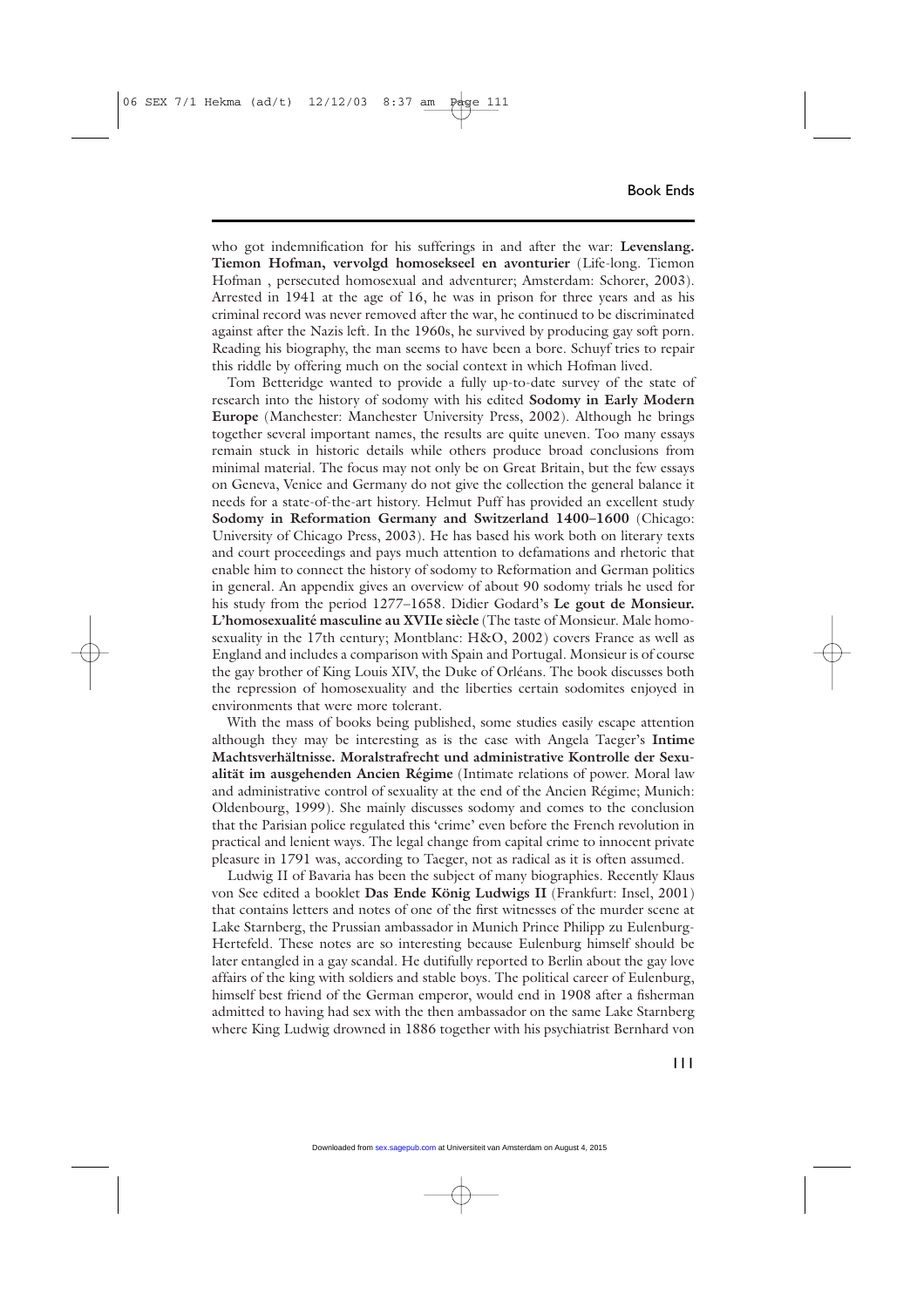who got indemnification for his sufferings in and after the war: **Levenslang. Tiemon Hofman, vervolgd homosekseel en avonturier** (Life-long. Tiemon Hofman , persecuted homosexual and adventurer; Amsterdam: Schorer, 2003). Arrested in 1941 at the age of 16, he was in prison for three years and as his criminal record was never removed after the war, he continued to be discriminated against after the Nazis left. In the 1960s, he survived by producing gay soft porn. Reading his biography, the man seems to have been a bore. Schuyf tries to repair this riddle by offering much on the social context in which Hofman lived.

Tom Betteridge wanted to provide a fully up-to-date survey of the state of research into the history of sodomy with his edited **Sodomy in Early Modern Europe** (Manchester: Manchester University Press, 2002). Although he brings together several important names, the results are quite uneven. Too many essays remain stuck in historic details while others produce broad conclusions from minimal material. The focus may not only be on Great Britain, but the few essays on Geneva, Venice and Germany do not give the collection the general balance it needs for a state-of-the-art history. Helmut Puff has provided an excellent study **Sodomy in Reformation Germany and Switzerland 1400–1600** (Chicago: University of Chicago Press, 2003). He has based his work both on literary texts and court proceedings and pays much attention to defamations and rhetoric that enable him to connect the history of sodomy to Reformation and German politics in general. An appendix gives an overview of about 90 sodomy trials he used for his study from the period 1277–1658. Didier Godard's **Le gout de Monsieur. L'homosexualité masculine au XVIIe siècle** (The taste of Monsieur. Male homosexuality in the 17th century; Montblanc: H&O, 2002) covers France as well as England and includes a comparison with Spain and Portugal. Monsieur is of course the gay brother of King Louis XIV, the Duke of Orléans. The book discusses both the repression of homosexuality and the liberties certain sodomites enjoyed in environments that were more tolerant.

With the mass of books being published, some studies easily escape attention although they may be interesting as is the case with Angela Taeger's **Intime Machtsverhältnisse. Moralstrafrecht und administrative Kontrolle der Sexualität im ausgehenden Ancien Régime** (Intimate relations of power. Moral law and administrative control of sexuality at the end of the Ancien Régime; Munich: Oldenbourg, 1999). She mainly discusses sodomy and comes to the conclusion that the Parisian police regulated this 'crime' even before the French revolution in practical and lenient ways. The legal change from capital crime to innocent private pleasure in 1791 was, according to Taeger, not as radical as it is often assumed.

Ludwig II of Bavaria has been the subject of many biographies. Recently Klaus von See edited a booklet **Das Ende König Ludwigs II** (Frankfurt: Insel, 2001) that contains letters and notes of one of the first witnesses of the murder scene at Lake Starnberg, the Prussian ambassador in Munich Prince Philipp zu Eulenburg-Hertefeld. These notes are so interesting because Eulenburg himself should be later entangled in a gay scandal. He dutifully reported to Berlin about the gay love affairs of the king with soldiers and stable boys. The political career of Eulenburg, himself best friend of the German emperor, would end in 1908 after a fisherman admitted to having had sex with the then ambassador on the same Lake Starnberg where King Ludwig drowned in 1886 together with his psychiatrist Bernhard von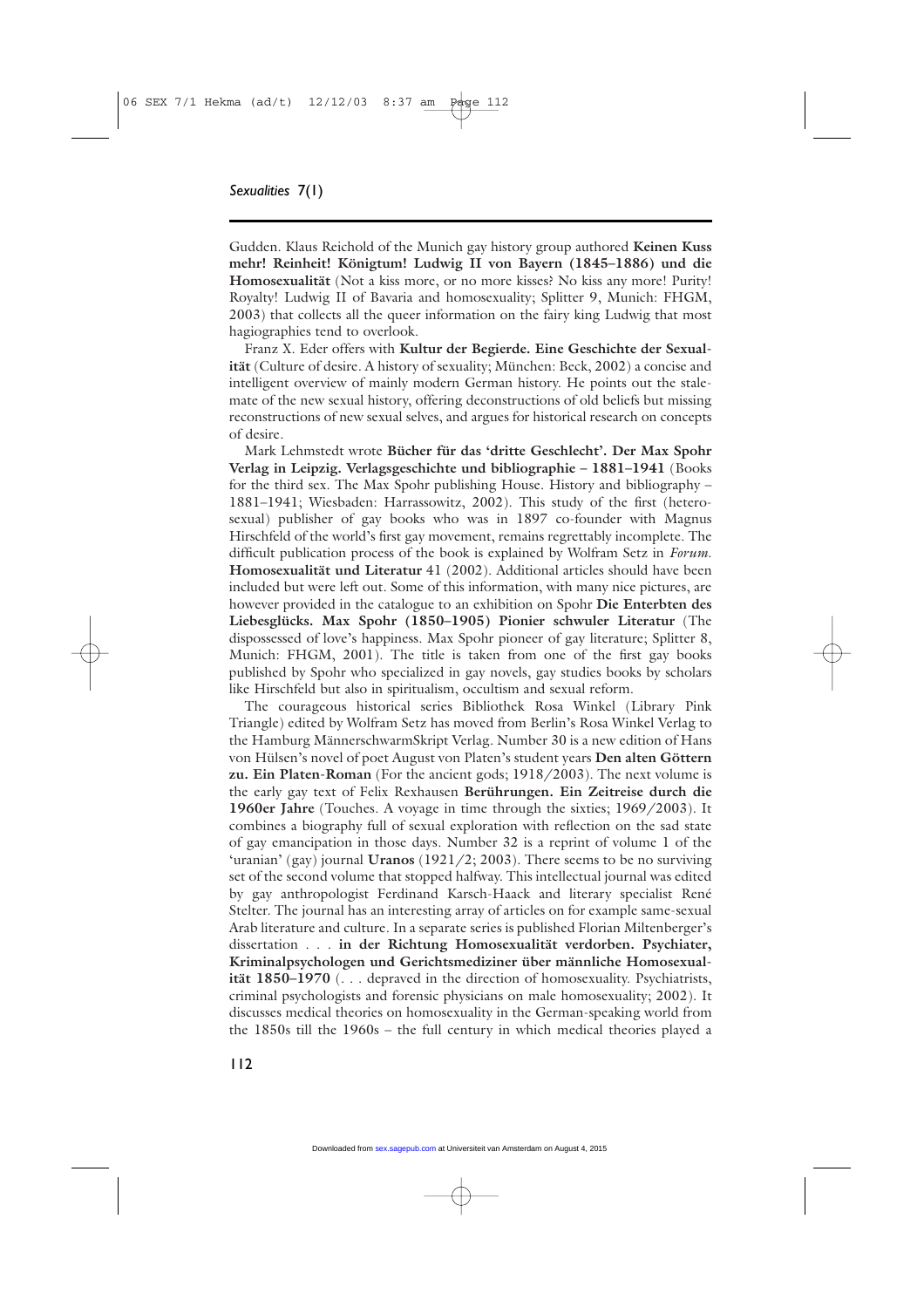Gudden. Klaus Reichold of the Munich gay history group authored **Keinen Kuss mehr! Reinheit! Königtum! Ludwig II von Bayern (1845–1886) und die Homosexualität** (Not a kiss more, or no more kisses? No kiss any more! Purity! Royalty! Ludwig II of Bavaria and homosexuality; Splitter 9, Munich: FHGM, 2003) that collects all the queer information on the fairy king Ludwig that most hagiographies tend to overlook.

Franz X. Eder offers with **Kultur der Begierde. Eine Geschichte der Sexualität** (Culture of desire. A history of sexuality; München: Beck, 2002) a concise and intelligent overview of mainly modern German history. He points out the stalemate of the new sexual history, offering deconstructions of old beliefs but missing reconstructions of new sexual selves, and argues for historical research on concepts of desire.

Mark Lehmstedt wrote **Bücher für das 'dritte Geschlecht'. Der Max Spohr Verlag in Leipzig. Verlagsgeschichte und bibliographie – 1881–1941** (Books for the third sex. The Max Spohr publishing House. History and bibliography – 1881–1941; Wiesbaden: Harrassowitz, 2002). This study of the first (heterosexual) publisher of gay books who was in 1897 co-founder with Magnus Hirschfeld of the world's first gay movement, remains regrettably incomplete. The difficult publication process of the book is explained by Wolfram Setz in *Forum.* **Homosexualität und Literatur** 41 (2002). Additional articles should have been included but were left out. Some of this information, with many nice pictures, are however provided in the catalogue to an exhibition on Spohr **Die Enterbten des Liebesglücks. Max Spohr (1850–1905) Pionier schwuler Literatur** (The dispossessed of love's happiness. Max Spohr pioneer of gay literature; Splitter 8, Munich: FHGM, 2001). The title is taken from one of the first gay books published by Spohr who specialized in gay novels, gay studies books by scholars like Hirschfeld but also in spiritualism, occultism and sexual reform.

The courageous historical series Bibliothek Rosa Winkel (Library Pink Triangle) edited by Wolfram Setz has moved from Berlin's Rosa Winkel Verlag to the Hamburg MännerschwarmSkript Verlag. Number 30 is a new edition of Hans von Hülsen's novel of poet August von Platen's student years **Den alten Göttern zu. Ein Platen-Roman** (For the ancient gods; 1918/2003). The next volume is the early gay text of Felix Rexhausen **Berührungen. Ein Zeitreise durch die 1960er Jahre** (Touches. A voyage in time through the sixties; 1969/2003). It combines a biography full of sexual exploration with reflection on the sad state of gay emancipation in those days. Number 32 is a reprint of volume 1 of the 'uranian' (gay) journal **Uranos** (1921/2; 2003). There seems to be no surviving set of the second volume that stopped halfway. This intellectual journal was edited by gay anthropologist Ferdinand Karsch-Haack and literary specialist René Stelter. The journal has an interesting array of articles on for example same-sexual Arab literature and culture. In a separate series is published Florian Miltenberger's dissertation . . . **in der Richtung Homosexualität verdorben. Psychiater, Kriminalpsychologen und Gerichtsmediziner über männliche Homosexualität 1850–1970** (. . . depraved in the direction of homosexuality. Psychiatrists, criminal psychologists and forensic physicians on male homosexuality; 2002). It discusses medical theories on homosexuality in the German-speaking world from the 1850s till the 1960s – the full century in which medical theories played a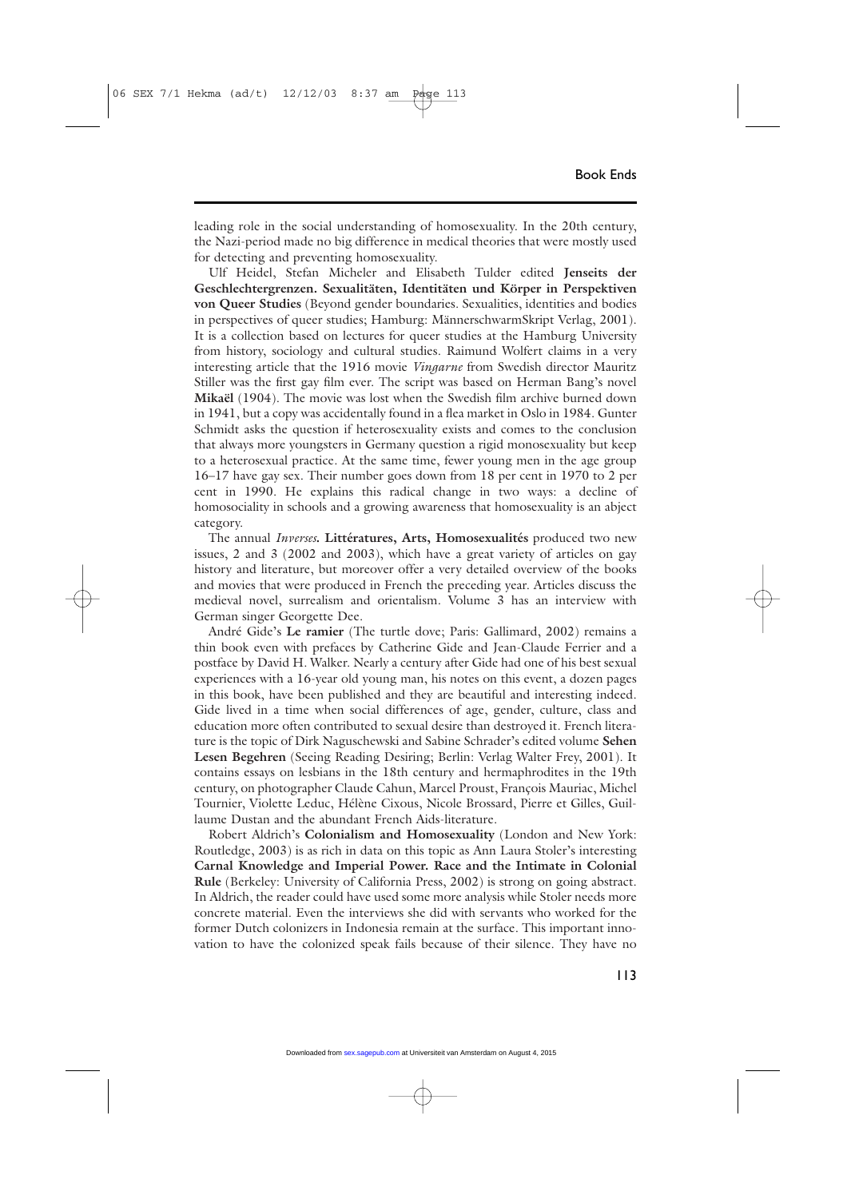leading role in the social understanding of homosexuality. In the 20th century, the Nazi-period made no big difference in medical theories that were mostly used for detecting and preventing homosexuality.

Ulf Heidel, Stefan Micheler and Elisabeth Tulder edited **Jenseits der Geschlechtergrenzen. Sexualitäten, Identitäten und Körper in Perspektiven von Queer Studies** (Beyond gender boundaries. Sexualities, identities and bodies in perspectives of queer studies; Hamburg: MännerschwarmSkript Verlag, 2001). It is a collection based on lectures for queer studies at the Hamburg University from history, sociology and cultural studies. Raimund Wolfert claims in a very interesting article that the 1916 movie *Vingarne* from Swedish director Mauritz Stiller was the first gay film ever. The script was based on Herman Bang's novel **Mikaël** (1904). The movie was lost when the Swedish film archive burned down in 1941, but a copy was accidentally found in a flea market in Oslo in 1984. Gunter Schmidt asks the question if heterosexuality exists and comes to the conclusion that always more youngsters in Germany question a rigid monosexuality but keep to a heterosexual practice. At the same time, fewer young men in the age group 16–17 have gay sex. Their number goes down from 18 per cent in 1970 to 2 per cent in 1990. He explains this radical change in two ways: a decline of homosociality in schools and a growing awareness that homosexuality is an abject category.

The annual ***Inverses.* Littératures, Arts, Homosexualités** produced two new issues, 2 and 3 (2002 and 2003), which have a great variety of articles on gay history and literature, but moreover offer a very detailed overview of the books and movies that were produced in French the preceding year. Articles discuss the medieval novel, surrealism and orientalism. Volume 3 has an interview with German singer Georgette Dee.

André Gide's **Le ramier** (The turtle dove; Paris: Gallimard, 2002) remains a thin book even with prefaces by Catherine Gide and Jean-Claude Ferrier and a postface by David H. Walker. Nearly a century after Gide had one of his best sexual experiences with a 16-year old young man, his notes on this event, a dozen pages in this book, have been published and they are beautiful and interesting indeed. Gide lived in a time when social differences of age, gender, culture, class and education more often contributed to sexual desire than destroyed it. French literature is the topic of Dirk Naguschewski and Sabine Schrader's edited volume **Sehen Lesen Begehren** (Seeing Reading Desiring; Berlin: Verlag Walter Frey, 2001). It contains essays on lesbians in the 18th century and hermaphrodites in the 19th century, on photographer Claude Cahun, Marcel Proust, François Mauriac, Michel Tournier, Violette Leduc, Hélène Cixous, Nicole Brossard, Pierre et Gilles, Guillaume Dustan and the abundant French Aids-literature.

Robert Aldrich's **Colonialism and Homosexuality** (London and New York: Routledge, 2003) is as rich in data on this topic as Ann Laura Stoler's interesting **Carnal Knowledge and Imperial Power. Race and the Intimate in Colonial Rule** (Berkeley: University of California Press, 2002) is strong on going abstract. In Aldrich, the reader could have used some more analysis while Stoler needs more concrete material. Even the interviews she did with servants who worked for the former Dutch colonizers in Indonesia remain at the surface. This important innovation to have the colonized speak fails because of their silence. They have no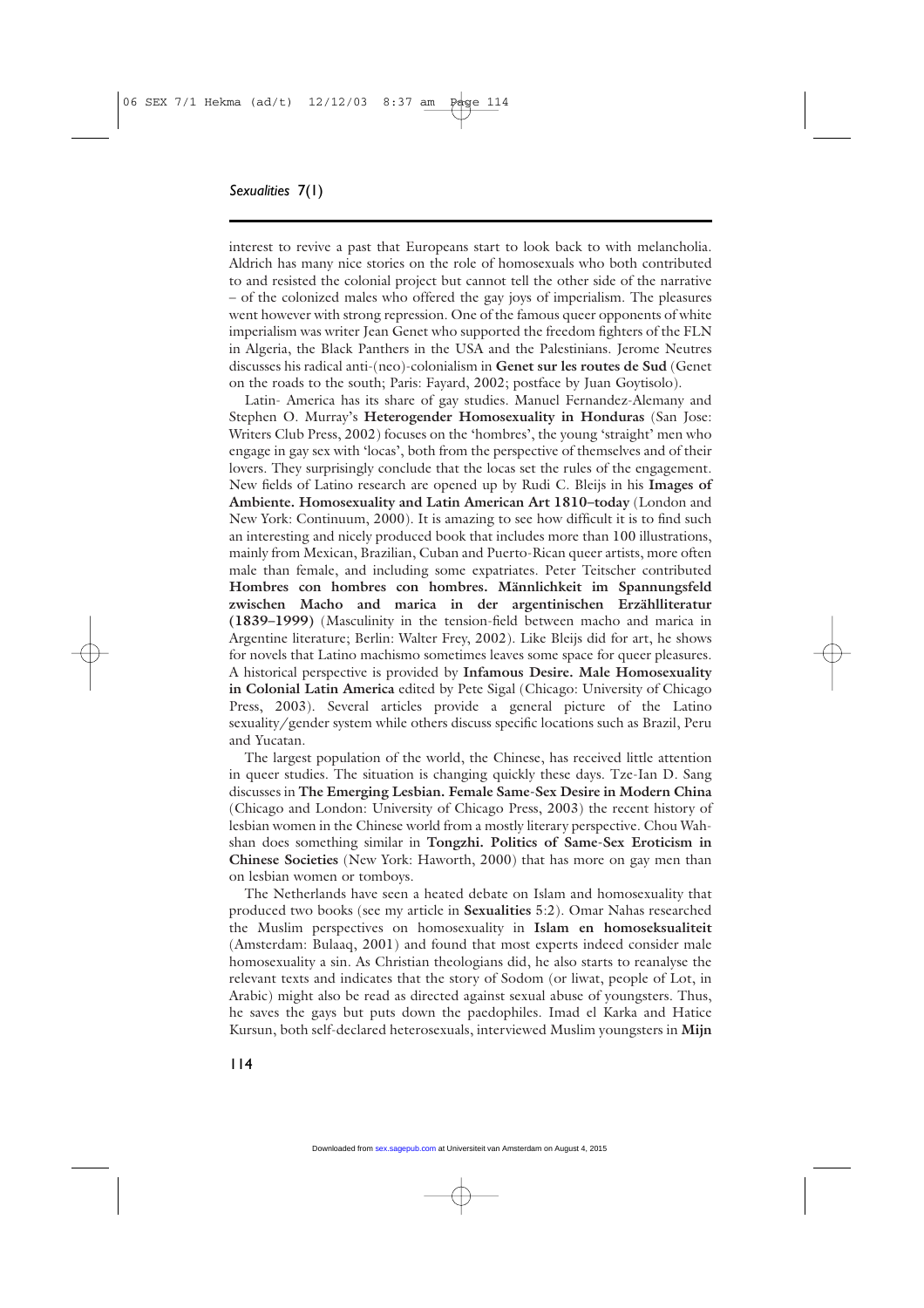interest to revive a past that Europeans start to look back to with melancholia. Aldrich has many nice stories on the role of homosexuals who both contributed to and resisted the colonial project but cannot tell the other side of the narrative – of the colonized males who offered the gay joys of imperialism. The pleasures went however with strong repression. One of the famous queer opponents of white imperialism was writer Jean Genet who supported the freedom fighters of the FLN in Algeria, the Black Panthers in the USA and the Palestinians. Jerome Neutres discusses his radical anti-(neo)-colonialism in **Genet sur les routes de Sud** (Genet on the roads to the south; Paris: Fayard, 2002; postface by Juan Goytisolo).

Latin- America has its share of gay studies. Manuel Fernandez-Alemany and Stephen O. Murray's **Heterogender Homosexuality in Honduras** (San Jose: Writers Club Press, 2002) focuses on the 'hombres', the young 'straight' men who engage in gay sex with 'locas', both from the perspective of themselves and of their lovers. They surprisingly conclude that the locas set the rules of the engagement. New fields of Latino research are opened up by Rudi C. Bleijs in his **Images of Ambiente. Homosexuality and Latin American Art 1810–today** (London and New York: Continuum, 2000). It is amazing to see how difficult it is to find such an interesting and nicely produced book that includes more than 100 illustrations, mainly from Mexican, Brazilian, Cuban and Puerto-Rican queer artists, more often male than female, and including some expatriates. Peter Teitscher contributed **Hombres con hombres con hombres. Männlichkeit im Spannungsfeld zwischen Macho and marica in der argentinischen Erzähllliteratur (1839–1999)** (Masculinity in the tension-field between macho and marica in Argentine literature; Berlin: Walter Frey, 2002). Like Bleijs did for art, he shows for novels that Latino machismo sometimes leaves some space for queer pleasures. A historical perspective is provided by **Infamous Desire. Male Homosexuality in Colonial Latin America** edited by Pete Sigal (Chicago: University of Chicago Press, 2003). Several articles provide a general picture of the Latino sexuality/gender system while others discuss specific locations such as Brazil, Peru and Yucatan.

The largest population of the world, the Chinese, has received little attention in queer studies. The situation is changing quickly these days. Tze-Ian D. Sang discusses in **The Emerging Lesbian. Female Same-Sex Desire in Modern China** (Chicago and London: University of Chicago Press, 2003) the recent history of lesbian women in the Chinese world from a mostly literary perspective. Chou Wah-shan does something similar in **Tongzhi. Politics of Same-Sex Eroticism in Chinese Societies** (New York: Haworth, 2000) that has more on gay men than on lesbian women or tomboys.

The Netherlands have seen a heated debate on Islam and homosexuality that produced two books (see my article in **Sexualities** 5:2). Omar Nahas researched the Muslim perspectives on homosexuality in **Islam en homoseksualiteit** (Amsterdam: Bulaaq, 2001) and found that most experts indeed consider male homosexuality a sin. As Christian theologians did, he also starts to reanalyse the relevant texts and indicates that the story of Sodom (or liwat, people of Lot, in Arabic) might also be read as directed against sexual abuse of youngsters. Thus, he saves the gays but puts down the paedophiles. Imad el Karka and Hatice Kursun, both self-declared heterosexuals, interviewed Muslim youngsters in **Mijn**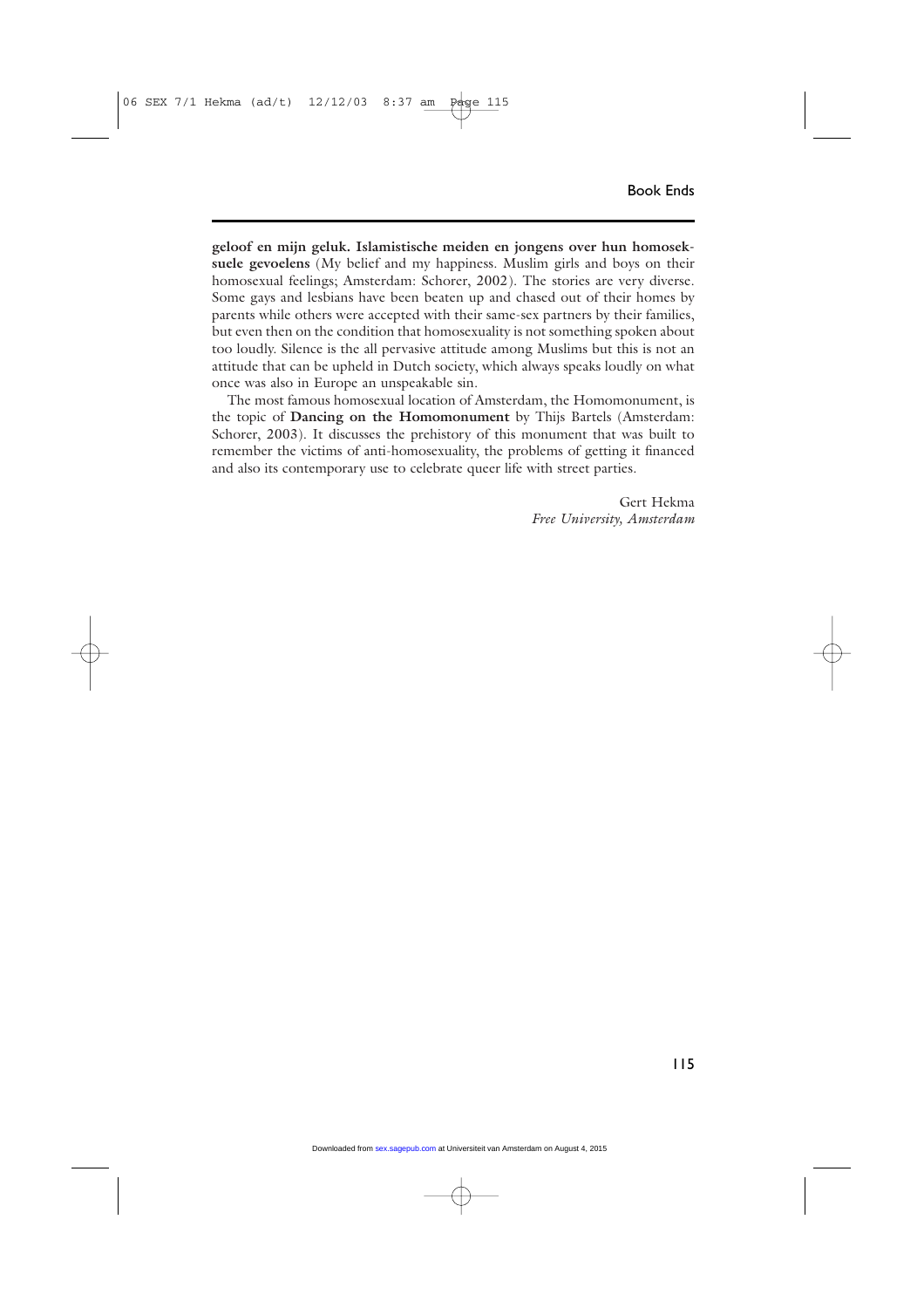**geloof en mijn geluk. Islamistische meiden en jongens over hun homoseksuele gevoelens** (My belief and my happiness. Muslim girls and boys on their homosexual feelings; Amsterdam: Schorer, 2002). The stories are very diverse. Some gays and lesbians have been beaten up and chased out of their homes by parents while others were accepted with their same-sex partners by their families, but even then on the condition that homosexuality is not something spoken about too loudly. Silence is the all pervasive attitude among Muslims but this is not an attitude that can be upheld in Dutch society, which always speaks loudly on what once was also in Europe an unspeakable sin.

The most famous homosexual location of Amsterdam, the Homomonument, is the topic of **Dancing on the Homomonument** by Thijs Bartels (Amsterdam: Schorer, 2003). It discusses the prehistory of this monument that was built to remember the victims of anti-homosexuality, the problems of getting it financed and also its contemporary use to celebrate queer life with street parties.

Gert Hekma
*Free University, Amsterdam*